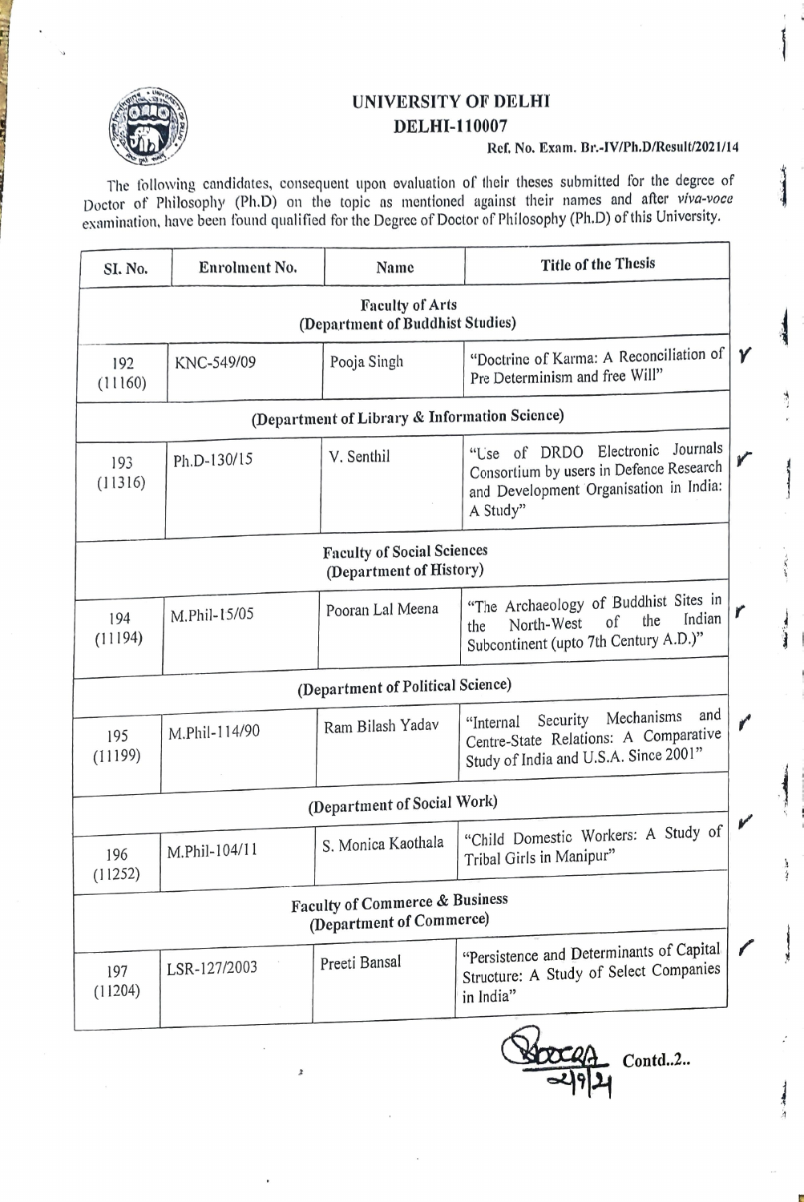# UNIVERSITY OF DELHI

## DELHI-110007

**Ref. No. Exam. Br.-IV/Ph.D/Result/2021/14**

The following candidates, consequent upon evaluation of their theses submitted for the degree of Doctor of Philosophy (Ph.D) on the topic as mentioned against their names and after *viva-voce* examination, have been found qualified for the Degree of Doctor of Philosophy (Ph.D) of this University.

| Sl. No. | Enrolment No. | Name | Title of the Thesis |
|---|---|---|---|
| **Faculty of Arts (Department of Buddhist Studies)** | | | |
| 192 (11160) | KNC-549/09 | Pooja Singh | "Doctrine of Karma: A Reconciliation of Pre Determinism and free Will" |
| **(Department of Library & Information Science)** | | | |
| 193 (11316) | Ph.D-130/15 | V. Senthil | "Use of DRDO Electronic Journals Consortium by users in Defence Research and Development Organisation in India: A Study" |
| **Faculty of Social Sciences (Department of History)** | | | |
| 194 (11194) | M.Phil-15/05 | Pooran Lal Meena | "The Archaeology of Buddhist Sites in the North-West of the Indian Subcontinent (upto 7th Century A.D.)" |
| **(Department of Political Science)** | | | |
| 195 (11199) | M.Phil-114/90 | Ram Bilash Yadav | "Internal Security Mechanisms and Centre-State Relations: A Comparative Study of India and U.S.A. Since 2001" |
| **(Department of Social Work)** | | | |
| 196 (11252) | M.Phil-104/11 | S. Monica Kaothala | "Child Domestic Workers: A Study of Tribal Girls in Manipur" |
| **Faculty of Commerce & Business (Department of Commerce)** | | | |
| 197 (11204) | LSR-127/2003 | Preeti Bansal | "Persistence and Determinants of Capital Structure: A Study of Select Companies in India" |

2/9/21

Contd..2..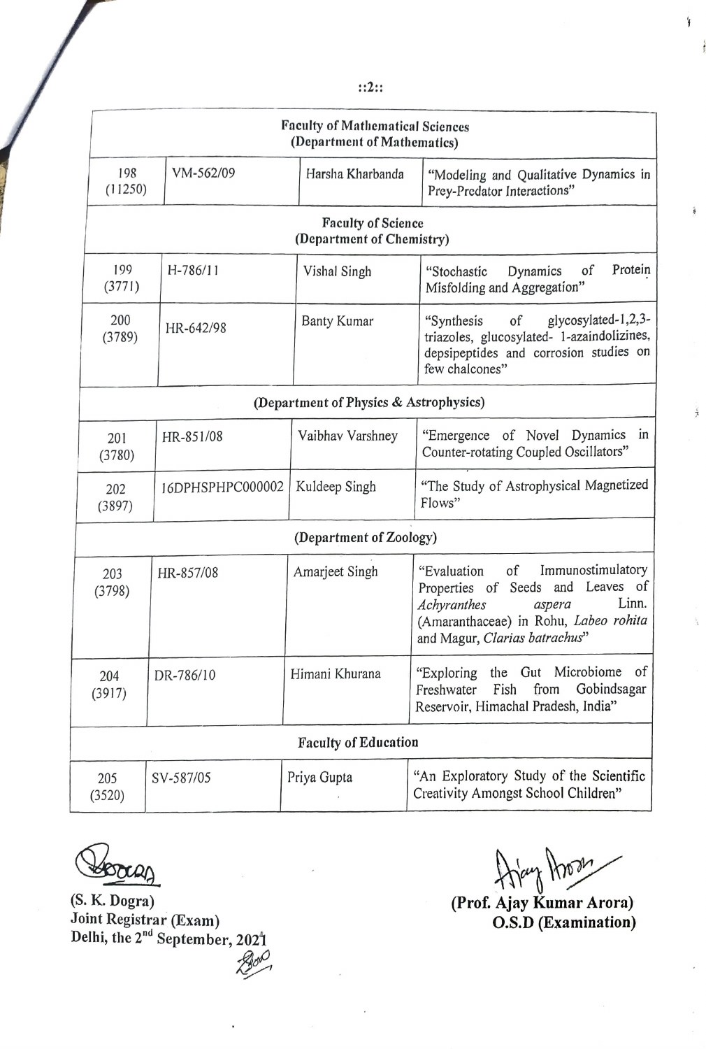| | | | |
|---|---|---|---|
| **Faculty of Mathematical Sciences (Department of Mathematics)** | | | |
| 198 (11250) | VM-562/09 | Harsha Kharbanda | "Modeling and Qualitative Dynamics in Prey-Predator Interactions" |
| **Faculty of Science (Department of Chemistry)** | | | |
| 199 (3771) | H-786/11 | Vishal Singh | "Stochastic Dynamics of Protein Misfolding and Aggregation" |
| 200 (3789) | HR-642/98 | Banty Kumar | "Synthesis of glycosylated-1,2,3-triazoles, glucosylated- 1-azaindolizines, depsipeptides and corrosion studies on few chalcones" |
| **(Department of Physics & Astrophysics)** | | | |
| 201 (3780) | HR-851/08 | Vaibhav Varshney | "Emergence of Novel Dynamics in Counter-rotating Coupled Oscillators" |
| 202 (3897) | 16DPHSPHPC000002 | Kuldeep Singh | "The Study of Astrophysical Magnetized Flows" |
| **(Department of Zoology)** | | | |
| 203 (3798) | HR-857/08 | Amarjeet Singh | "Evaluation of Immunostimulatory Properties of Seeds and Leaves of *Achyranthes aspera* Linn. (Amaranthaceae) in Rohu, *Labeo rohita* and Magur, *Clarias batrachus*" |
| 204 (3917) | DR-786/10 | Himani Khurana | "Exploring the Gut Microbiome of Freshwater Fish from Gobindsagar Reservoir, Himachal Pradesh, India" |
| **Faculty of Education** | | | |
| 205 (3520) | SV-587/05 | Priya Gupta | "An Exploratory Study of the Scientific Creativity Amongst School Children" |

**(S. K. Dogra)**
**Joint Registrar (Exam)**
**Delhi, the 2nd September, 2021**

**(Prof. Ajay Kumar Arora)**
**O.S.D (Examination)**